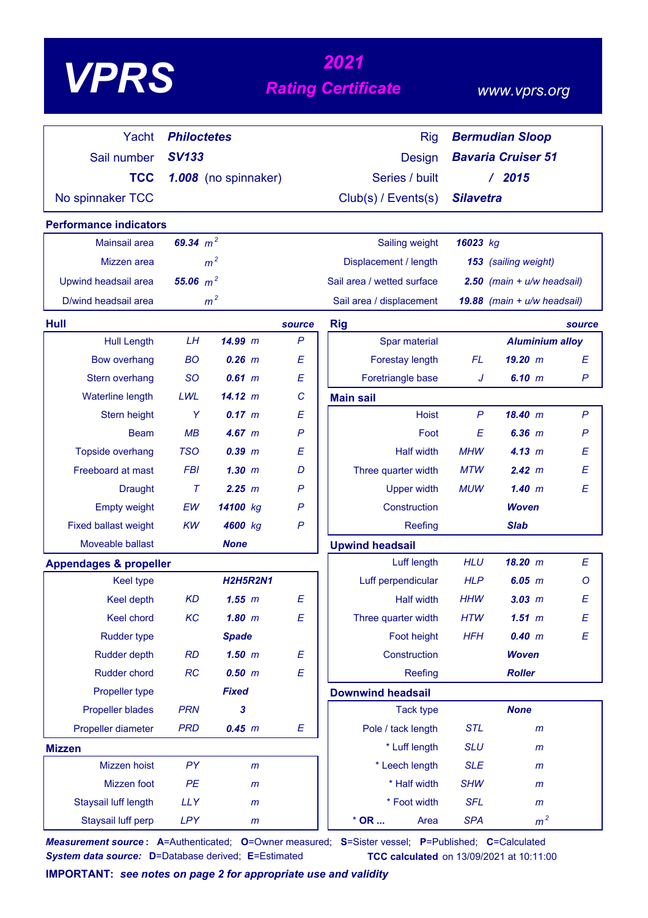# VPRS

## 2021 Rating Certificate

www.vprs.org

| | | | |
|---|---|---|---|
| Yacht | ***Philoctetes*** | Rig | ***Bermudian Sloop*** |
| Sail number | ***SV133*** | Design | ***Bavaria Cruiser 51*** |
| **TCC** | ***1.008*** (no spinnaker) | Series / built | ***/ 2015*** |
| No spinnaker TCC | | Club(s) / Events(s) | ***Silavetra*** |

## Performance indicators

| | | | |
|---|---|---|---|
| Mainsail area | ***69.34*** $m^2$ | Sailing weight | ***16023*** kg |
| Mizzen area | $m^2$ | Displacement / length | ***153*** (sailing weight) |
| Upwind headsail area | ***55.06*** $m^2$ | Sail area / wetted surface | ***2.50*** (main + u/w headsail) |
| D/wind headsail area | $m^2$ | Sail area / displacement | ***19.88*** (main + u/w headsail) |

## Hull

| | | | source |
|---|---|---|---|
| Hull Length | LH | ***14.99*** m | P |
| Bow overhang | BO | ***0.26*** m | E |
| Stern overhang | SO | ***0.61*** m | E |
| Waterline length | LWL | ***14.12*** m | C |
| Stern height | Y | ***0.17*** m | E |
| Beam | MB | ***4.67*** m | P |
| Topside overhang | TSO | ***0.39*** m | E |
| Freeboard at mast | FBI | ***1.30*** m | D |
| Draught | T | ***2.25*** m | P |
| Empty weight | EW | ***14100*** kg | P |
| Fixed ballast weight | KW | ***4600*** kg | P |
| Moveable ballast | | ***None*** | |

## Appendages & propeller

| | | | |
|---|---|---|---|
| Keel type | | ***H2H5R2N1*** | |
| Keel depth | KD | ***1.55*** m | E |
| Keel chord | KC | ***1.80*** m | E |
| Rudder type | | ***Spade*** | |
| Rudder depth | RD | ***1.50*** m | E |
| Rudder chord | RC | ***0.50*** m | E |
| Propeller type | | ***Fixed*** | |
| Propeller blades | PRN | ***3*** | |
| Propeller diameter | PRD | ***0.45*** m | E |

## Mizzen

| | | |
|---|---|---|
| Mizzen hoist | PY | m |
| Mizzen foot | PE | m |
| Staysail luff length | LLY | m |
| Staysail luff perp | LPY | m |

## Rig

| | | | source |
|---|---|---|---|
| Spar material | | ***Aluminium alloy*** | |
| Forestay length | FL | ***19.20*** m | E |
| Foretriangle base | J | ***6.10*** m | P |

## Main sail

| | | | |
|---|---|---|---|
| Hoist | P | ***18.40*** m | P |
| Foot | E | ***6.36*** m | P |
| Half width | MHW | ***4.13*** m | E |
| Three quarter width | MTW | ***2.42*** m | E |
| Upper width | MUW | ***1.40*** m | E |
| Construction | | ***Woven*** | |
| Reefing | | ***Slab*** | |

## Upwind headsail

| | | | |
|---|---|---|---|
| Luff length | HLU | ***18.20*** m | E |
| Luff perpendicular | HLP | ***6.05*** m | O |
| Half width | HHW | ***3.03*** m | E |
| Three quarter width | HTW | ***1.51*** m | E |
| Foot height | HFH | ***0.40*** m | E |
| Construction | | ***Woven*** | |
| Reefing | | ***Roller*** | |

## Downwind headsail

| | | |
|---|---|---|
| Tack type | | ***None*** |
| Pole / tack length | STL | m |
| * Luff length | SLU | m |
| * Leech length | SLE | m |
| * Half width | SHW | m |
| * Foot width | SFL | m |
| * **OR ...** Area | SPA | $m^2$ |

***Measurement source*:** **A**=Authenticated; **O**=Owner measured; **S**=Sister vessel; **P**=Published; **C**=Calculated
***System data source:*** **D**=Database derived; **E**=Estimated

**TCC calculated** on 13/09/2021 at 10:11:00

**IMPORTANT:** ***see notes on page 2 for appropriate use and validity***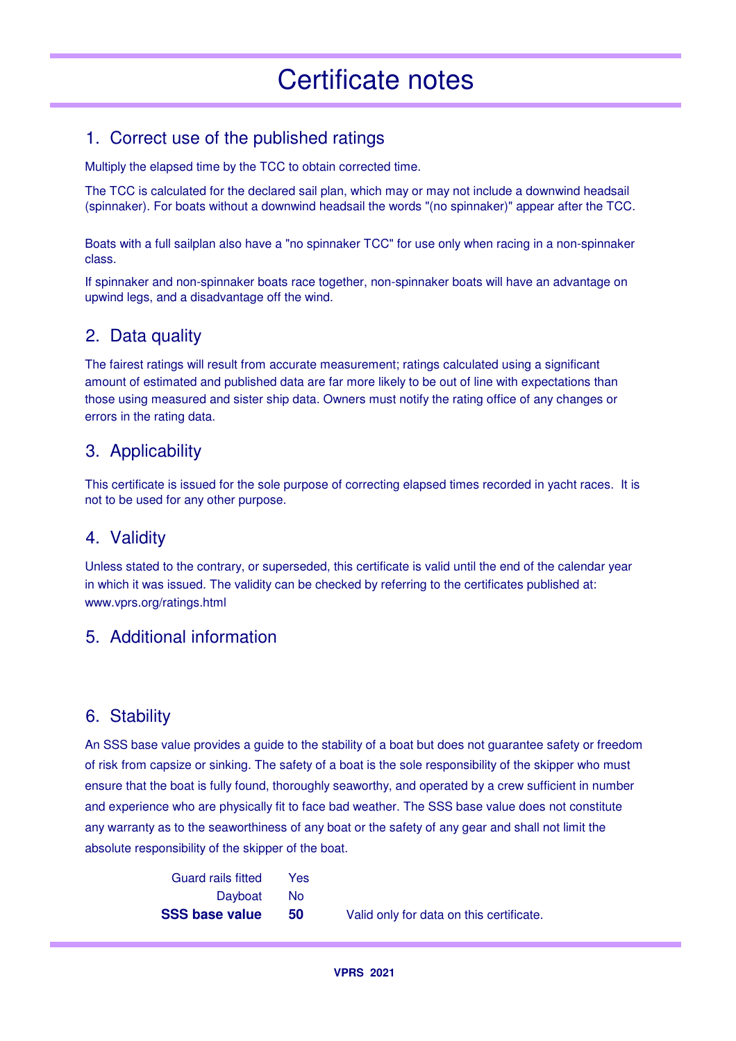# Certificate notes

## 1. Correct use of the published ratings

Multiply the elapsed time by the TCC to obtain corrected time.

The TCC is calculated for the declared sail plan, which may or may not include a downwind headsail (spinnaker). For boats without a downwind headsail the words "(no spinnaker)" appear after the TCC.

Boats with a full sailplan also have a "no spinnaker TCC" for use only when racing in a non-spinnaker class.

If spinnaker and non-spinnaker boats race together, non-spinnaker boats will have an advantage on upwind legs, and a disadvantage off the wind.

## 2. Data quality

The fairest ratings will result from accurate measurement; ratings calculated using a significant amount of estimated and published data are far more likely to be out of line with expectations than those using measured and sister ship data. Owners must notify the rating office of any changes or errors in the rating data.

## 3. Applicability

This certificate is issued for the sole purpose of correcting elapsed times recorded in yacht races. It is not to be used for any other purpose.

## 4. Validity

Unless stated to the contrary, or superseded, this certificate is valid until the end of the calendar year in which it was issued. The validity can be checked by referring to the certificates published at: www.vprs.org/ratings.html

## 5. Additional information

## 6. Stability

An SSS base value provides a guide to the stability of a boat but does not guarantee safety or freedom of risk from capsize or sinking. The safety of a boat is the sole responsibility of the skipper who must ensure that the boat is fully found, thoroughly seaworthy, and operated by a crew sufficient in number and experience who are physically fit to face bad weather. The SSS base value does not constitute any warranty as to the seaworthiness of any boat or the safety of any gear and shall not limit the absolute responsibility of the skipper of the boat.

| | | |
|---|---|---|
| Guard rails fitted | Yes | |
| Dayboat | No | |
| **SSS base value** | **50** | Valid only for data on this certificate. |